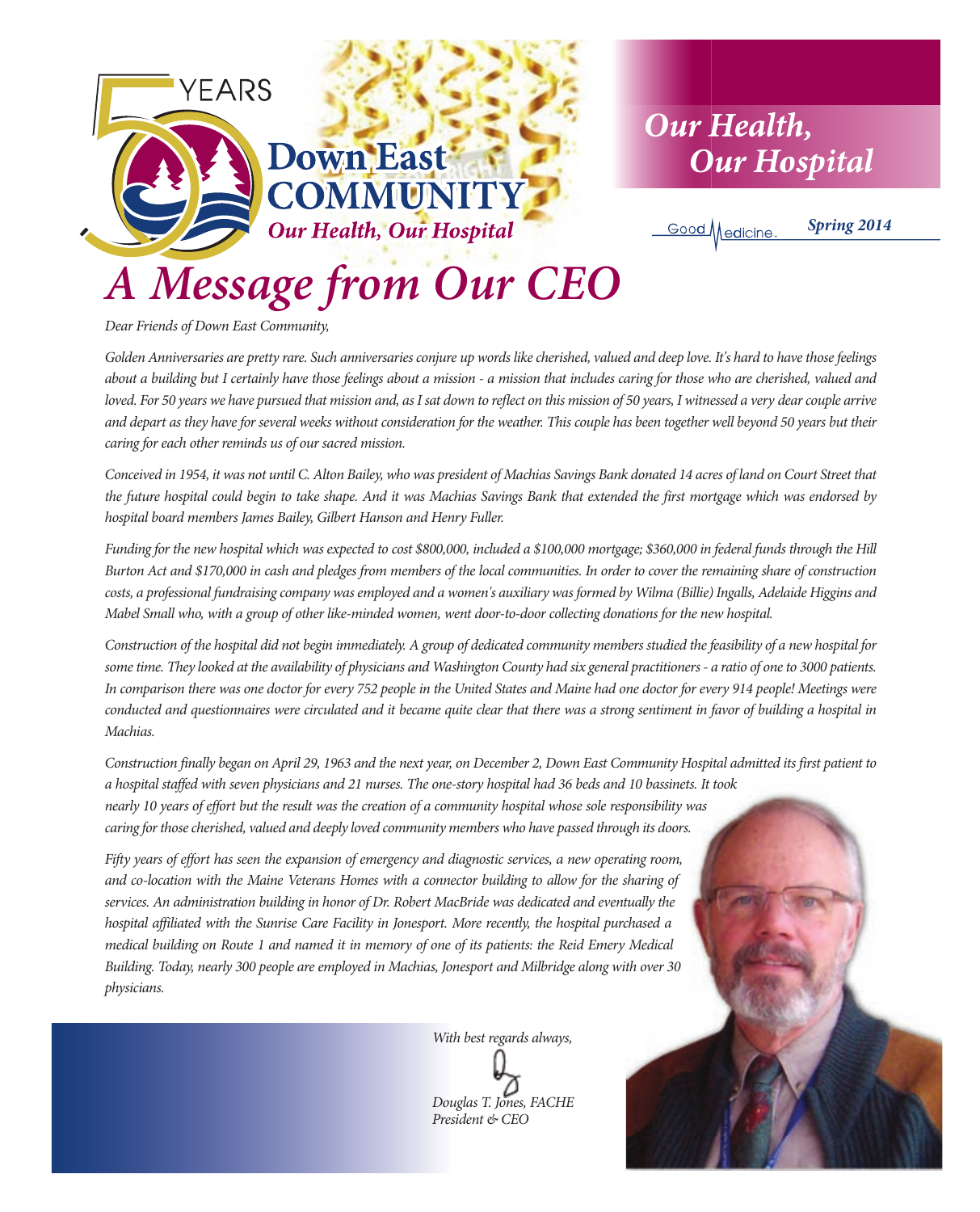50 YEARS

Down East COMMUNITY

*Our Health, Our Hospital*

*Our Health, Our Hospital*

Good Medicine. *Spring 2014*

# *A Message from Our CEO*

*Dear Friends of Down East Community,*

*Golden Anniversaries are pretty rare. Such anniversaries conjure up words like cherished, valued and deep love. It's hard to have those feelings about a building but I certainly have those feelings about a mission - a mission that includes caring for those who are cherished, valued and loved. For 50 years we have pursued that mission and, as I sat down to reflect on this mission of 50 years, I witnessed a very dear couple arrive and depart as they have for several weeks without consideration for the weather. This couple has been together well beyond 50 years but their caring for each other reminds us of our sacred mission.*

*Conceived in 1954, it was not until C. Alton Bailey, who was president of Machias Savings Bank donated 14 acres of land on Court Street that the future hospital could begin to take shape. And it was Machias Savings Bank that extended the first mortgage which was endorsed by hospital board members James Bailey, Gilbert Hanson and Henry Fuller.*

*Funding for the new hospital which was expected to cost $800,000, included a $100,000 mortgage; $360,000 in federal funds through the Hill Burton Act and $170,000 in cash and pledges from members of the local communities. In order to cover the remaining share of construction costs, a professional fundraising company was employed and a women's auxiliary was formed by Wilma (Billie) Ingalls, Adelaide Higgins and Mabel Small who, with a group of other like-minded women, went door-to-door collecting donations for the new hospital.*

*Construction of the hospital did not begin immediately. A group of dedicated community members studied the feasibility of a new hospital for some time. They looked at the availability of physicians and Washington County had six general practitioners - a ratio of one to 3000 patients. In comparison there was one doctor for every 752 people in the United States and Maine had one doctor for every 914 people! Meetings were conducted and questionnaires were circulated and it became quite clear that there was a strong sentiment in favor of building a hospital in Machias.*

*Construction finally began on April 29, 1963 and the next year, on December 2, Down East Community Hospital admitted its first patient to a hospital staffed with seven physicians and 21 nurses. The one-story hospital had 36 beds and 10 bassinets. It took nearly 10 years of effort but the result was the creation of a community hospital whose sole responsibility was caring for those cherished, valued and deeply loved community members who have passed through its doors.*

*Fifty years of effort has seen the expansion of emergency and diagnostic services, a new operating room, and co-location with the Maine Veterans Homes with a connector building to allow for the sharing of services. An administration building in honor of Dr. Robert MacBride was dedicated and eventually the hospital affiliated with the Sunrise Care Facility in Jonesport. More recently, the hospital purchased a medical building on Route 1 and named it in memory of one of its patients: the Reid Emery Medical Building. Today, nearly 300 people are employed in Machias, Jonesport and Milbridge along with over 30 physicians.*

*With best regards always,*

*Douglas T. Jones, FACHE*
*President & CEO*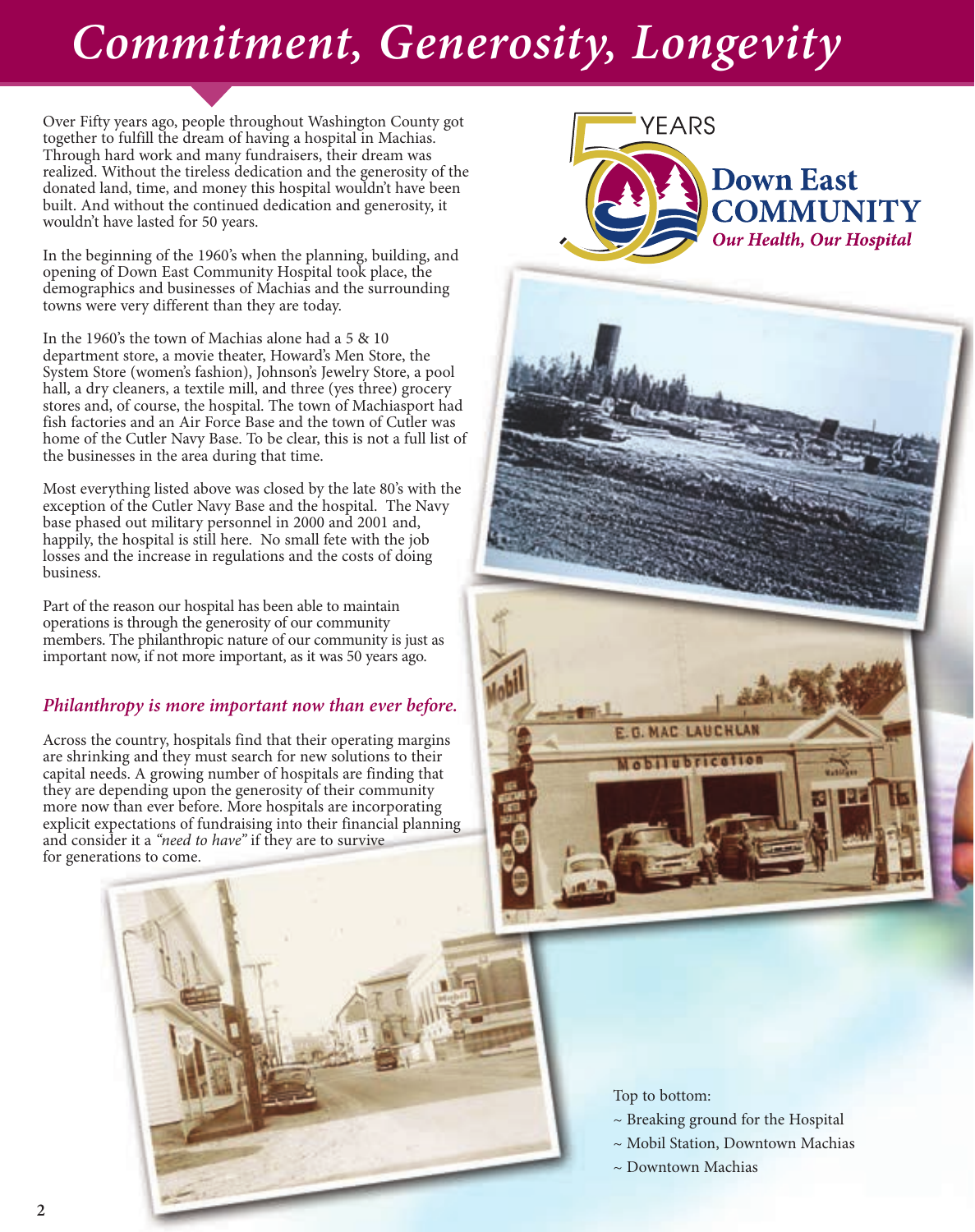# *Commitment, Generosity, Longevity*

Over Fifty years ago, people throughout Washington County got together to fulfill the dream of having a hospital in Machias. Through hard work and many fundraisers, their dream was realized. Without the tireless dedication and the generosity of the donated land, time, and money this hospital wouldn't have been built. And without the continued dedication and generosity, it wouldn't have lasted for 50 years.

In the beginning of the 1960's when the planning, building, and opening of Down East Community Hospital took place, the demographics and businesses of Machias and the surrounding towns were very different than they are today.

In the 1960's the town of Machias alone had a 5 & 10 department store, a movie theater, Howard's Men Store, the System Store (women's fashion), Johnson's Jewelry Store, a pool hall, a dry cleaners, a textile mill, and three (yes three) grocery stores and, of course, the hospital. The town of Machiasport had fish factories and an Air Force Base and the town of Cutler was home of the Cutler Navy Base. To be clear, this is not a full list of the businesses in the area during that time.

Most everything listed above was closed by the late 80's with the exception of the Cutler Navy Base and the hospital. The Navy base phased out military personnel in 2000 and 2001 and, happily, the hospital is still here. No small fete with the job losses and the increase in regulations and the costs of doing business.

Part of the reason our hospital has been able to maintain operations is through the generosity of our community members. The philanthropic nature of our community is just as important now, if not more important, as it was 50 years ago.

### *Philanthropy is more important now than ever before.*

Across the country, hospitals find that their operating margins are shrinking and they must search for new solutions to their capital needs. A growing number of hospitals are finding that they are depending upon the generosity of their community more now than ever before. More hospitals are incorporating explicit expectations of fundraising into their financial planning and consider it a *"need to have"* if they are to survive for generations to come.

50 YEARS
**Down East COMMUNITY**
*Our Health, Our Hospital*

Top to bottom:
~ Breaking ground for the Hospital
~ Mobil Station, Downtown Machias
~ Downtown Machias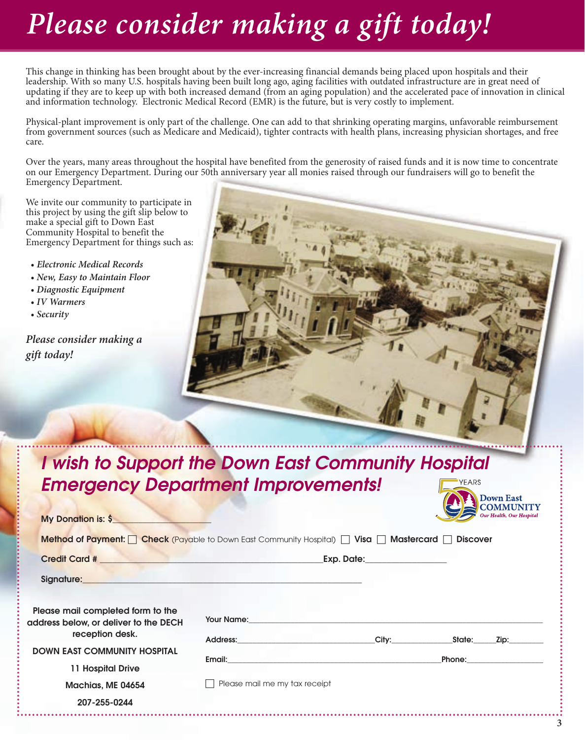# Please consider making a gift today!

This change in thinking has been brought about by the ever-increasing financial demands being placed upon hospitals and their leadership. With so many U.S. hospitals having been built long ago, aging facilities with outdated infrastructure are in great need of updating if they are to keep up with both increased demand (from an aging population) and the accelerated pace of innovation in clinical and information technology. Electronic Medical Record (EMR) is the future, but is very costly to implement.

Physical-plant improvement is only part of the challenge. One can add to that shrinking operating margins, unfavorable reimbursement from government sources (such as Medicare and Medicaid), tighter contracts with health plans, increasing physician shortages, and free care.

Over the years, many areas throughout the hospital have benefited from the generosity of raised funds and it is now time to concentrate on our Emergency Department. During our 50th anniversary year all monies raised through our fundraisers will go to benefit the Emergency Department.

We invite our community to participate in this project by using the gift slip below to make a special gift to Down East Community Hospital to benefit the Emergency Department for things such as:

- *Electronic Medical Records*
- *New, Easy to Maintain Floor*
- *Diagnostic Equipment*
- *IV Warmers*
- *Security*

***Please consider making a gift today!***

## *I wish to Support the Down East Community Hospital Emergency Department Improvements!*

50 YEARS Down East COMMUNITY *Our Health, Our Hospital*

**My Donation is: $**____________________

**Method of Payment:** ☐ **Check** (Payable to Down East Community Hospital) ☐ **Visa** ☐ **Mastercard** ☐ **Discover**

**Credit Card #** ______________________________________________ **Exp. Date:** ________________

**Signature:** ________________________________________________________

**Please mail completed form to the address below, or deliver to the DECH reception desk.**

**DOWN EAST COMMUNITY HOSPITAL**

**11 Hospital Drive**

**Machias, ME 04654**

**207-255-0244**

**Your Name:** ______________________________________________________________

**Address:** ______________________________ **City:** ______________ **State:** _____ **Zip:** ________

**Email:** ____________________________________________________ **Phone:** __________________

☐ Please mail me my tax receipt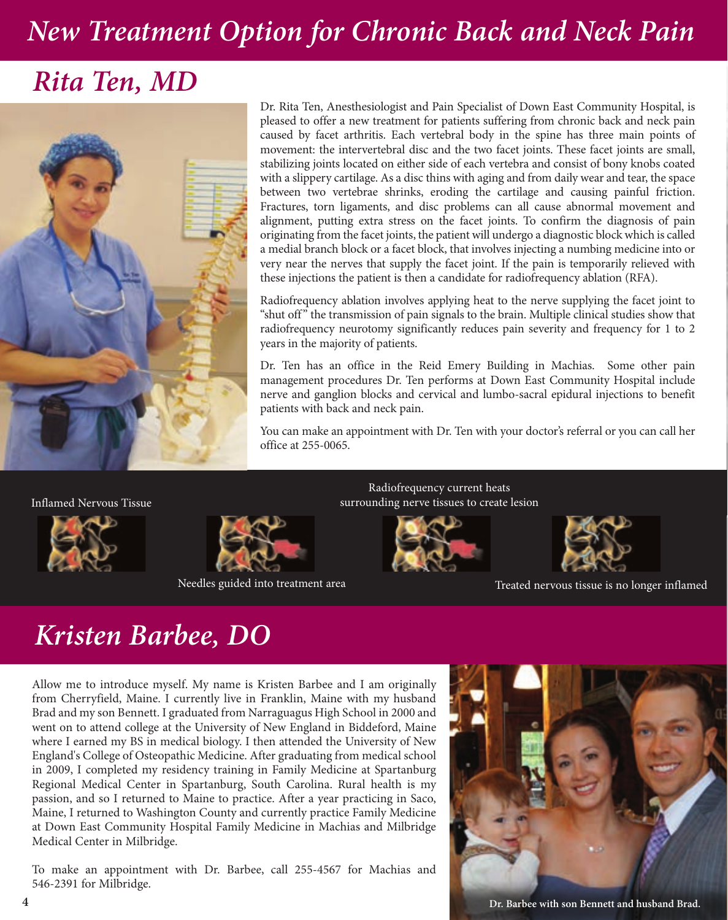# New Treatment Option for Chronic Back and Neck Pain

## Rita Ten, MD

Dr. Rita Ten, Anesthesiologist and Pain Specialist of Down East Community Hospital, is pleased to offer a new treatment for patients suffering from chronic back and neck pain caused by facet arthritis. Each vertebral body in the spine has three main points of movement: the intervertebral disc and the two facet joints. These facet joints are small, stabilizing joints located on either side of each vertebra and consist of bony knobs coated with a slippery cartilage. As a disc thins with aging and from daily wear and tear, the space between two vertebrae shrinks, eroding the cartilage and causing painful friction. Fractures, torn ligaments, and disc problems can all cause abnormal movement and alignment, putting extra stress on the facet joints. To confirm the diagnosis of pain originating from the facet joints, the patient will undergo a diagnostic block which is called a medial branch block or a facet block, that involves injecting a numbing medicine into or very near the nerves that supply the facet joint. If the pain is temporarily relieved with these injections the patient is then a candidate for radiofrequency ablation (RFA).

Radiofrequency ablation involves applying heat to the nerve supplying the facet joint to "shut off" the transmission of pain signals to the brain. Multiple clinical studies show that radiofrequency neurotomy significantly reduces pain severity and frequency for 1 to 2 years in the majority of patients.

Dr. Ten has an office in the Reid Emery Building in Machias. Some other pain management procedures Dr. Ten performs at Down East Community Hospital include nerve and ganglion blocks and cervical and lumbo-sacral epidural injections to benefit patients with back and neck pain.

You can make an appointment with Dr. Ten with your doctor's referral or you can call her office at 255-0065.

Inflamed Nervous Tissue

Needles guided into treatment area

Radiofrequency current heats surrounding nerve tissues to create lesion

Treated nervous tissue is no longer inflamed

## Kristen Barbee, DO

Allow me to introduce myself. My name is Kristen Barbee and I am originally from Cherryfield, Maine. I currently live in Franklin, Maine with my husband Brad and my son Bennett. I graduated from Narraguagus High School in 2000 and went on to attend college at the University of New England in Biddeford, Maine where I earned my BS in medical biology. I then attended the University of New England's College of Osteopathic Medicine. After graduating from medical school in 2009, I completed my residency training in Family Medicine at Spartanburg Regional Medical Center in Spartanburg, South Carolina. Rural health is my passion, and so I returned to Maine to practice. After a year practicing in Saco, Maine, I returned to Washington County and currently practice Family Medicine at Down East Community Hospital Family Medicine in Machias and Milbridge Medical Center in Milbridge.

To make an appointment with Dr. Barbee, call 255-4567 for Machias and 546-2391 for Milbridge.

**Dr. Barbee with son Bennett and husband Brad.**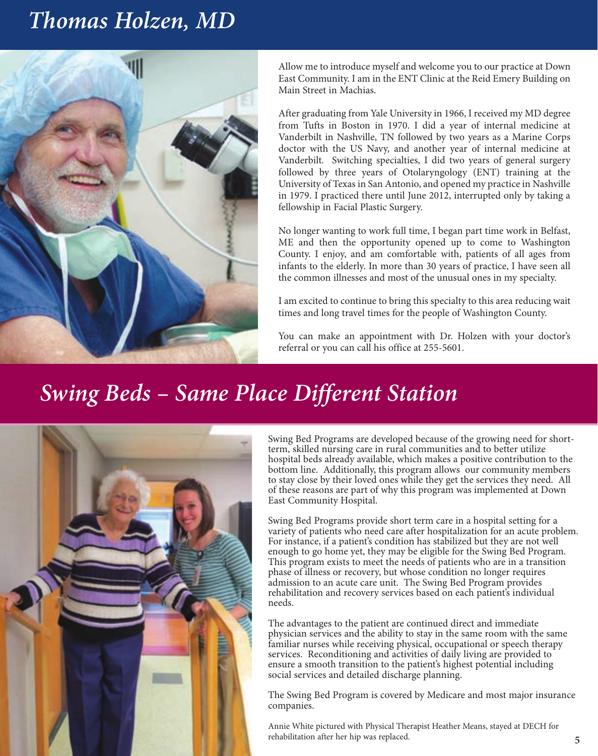# *Thomas Holzen, MD*

Allow me to introduce myself and welcome you to our practice at Down East Community. I am in the ENT Clinic at the Reid Emery Building on Main Street in Machias.

After graduating from Yale University in 1966, I received my MD degree from Tufts in Boston in 1970. I did a year of internal medicine at Vanderbilt in Nashville, TN followed by two years as a Marine Corps doctor with the US Navy, and another year of internal medicine at Vanderbilt. Switching specialties, I did two years of general surgery followed by three years of Otolaryngology (ENT) training at the University of Texas in San Antonio, and opened my practice in Nashville in 1979. I practiced there until June 2012, interrupted only by taking a fellowship in Facial Plastic Surgery.

No longer wanting to work full time, I began part time work in Belfast, ME and then the opportunity opened up to come to Washington County. I enjoy, and am comfortable with, patients of all ages from infants to the elderly. In more than 30 years of practice, I have seen all the common illnesses and most of the unusual ones in my specialty.

I am excited to continue to bring this specialty to this area reducing wait times and long travel times for the people of Washington County.

You can make an appointment with Dr. Holzen with your doctor's referral or you can call his office at 255-5601.

# *Swing Beds – Same Place Different Station*

Swing Bed Programs are developed because of the growing need for short-term, skilled nursing care in rural communities and to better utilize hospital beds already available, which makes a positive contribution to the bottom line. Additionally, this program allows our community members to stay close by their loved ones while they get the services they need. All of these reasons are part of why this program was implemented at Down East Community Hospital.

Swing Bed Programs provide short term care in a hospital setting for a variety of patients who need care after hospitalization for an acute problem. For instance, if a patient's condition has stabilized but they are not well enough to go home yet, they may be eligible for the Swing Bed Program. This program exists to meet the needs of patients who are in a transition phase of illness or recovery, but whose condition no longer requires admission to an acute care unit. The Swing Bed Program provides rehabilitation and recovery services based on each patient's individual needs.

The advantages to the patient are continued direct and immediate physician services and the ability to stay in the same room with the same familiar nurses while receiving physical, occupational or speech therapy services. Reconditioning and activities of daily living are provided to ensure a smooth transition to the patient's highest potential including social services and detailed discharge planning.

The Swing Bed Program is covered by Medicare and most major insurance companies.

Annie White pictured with Physical Therapist Heather Means, stayed at DECH for rehabilitation after her hip was replaced.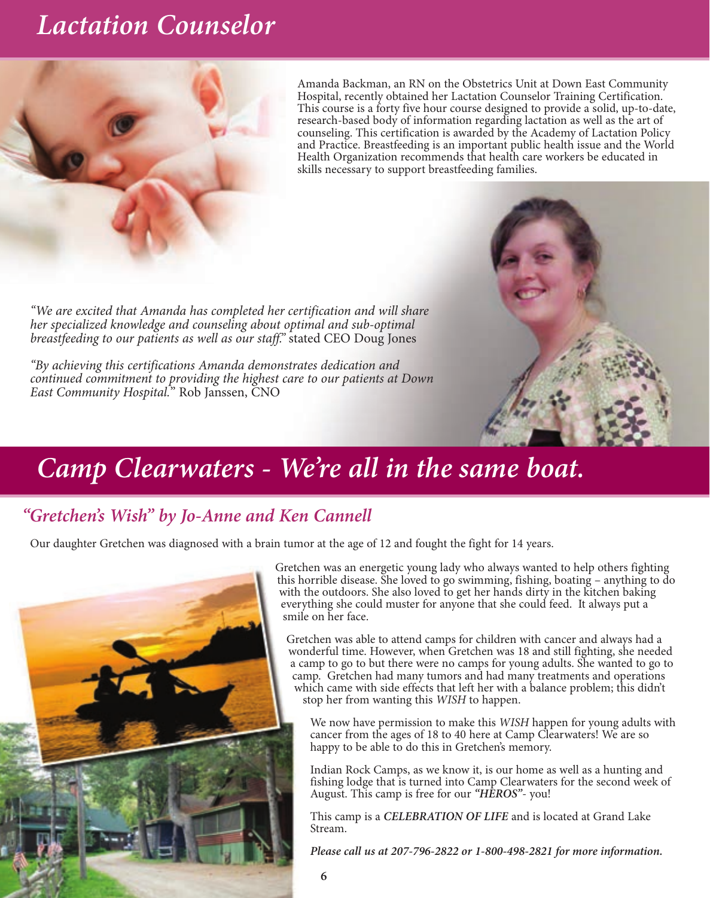# *Lactation Counselor*

Amanda Backman, an RN on the Obstetrics Unit at Down East Community Hospital, recently obtained her Lactation Counselor Training Certification. This course is a forty five hour course designed to provide a solid, up-to-date, research-based body of information regarding lactation as well as the art of counseling. This certification is awarded by the Academy of Lactation Policy and Practice. Breastfeeding is an important public health issue and the World Health Organization recommends that health care workers be educated in skills necessary to support breastfeeding families.

*"We are excited that Amanda has completed her certification and will share her specialized knowledge and counseling about optimal and sub-optimal breastfeeding to our patients as well as our staff."* stated CEO Doug Jones

*"By achieving this certifications Amanda demonstrates dedication and continued commitment to providing the highest care to our patients at Down East Community Hospital."* Rob Janssen, CNO

# *Camp Clearwaters - We're all in the same boat.*

## *"Gretchen's Wish" by Jo-Anne and Ken Cannell*

Our daughter Gretchen was diagnosed with a brain tumor at the age of 12 and fought the fight for 14 years.

Gretchen was an energetic young lady who always wanted to help others fighting this horrible disease. She loved to go swimming, fishing, boating – anything to do with the outdoors. She also loved to get her hands dirty in the kitchen baking everything she could muster for anyone that she could feed. It always put a smile on her face.

Gretchen was able to attend camps for children with cancer and always had a wonderful time. However, when Gretchen was 18 and still fighting, she needed a camp to go to but there were no camps for young adults. She wanted to go to camp. Gretchen had many tumors and had many treatments and operations which came with side effects that left her with a balance problem; this didn't stop her from wanting this *WISH* to happen.

We now have permission to make this *WISH* happen for young adults with cancer from the ages of 18 to 40 here at Camp Clearwaters! We are so happy to be able to do this in Gretchen's memory.

Indian Rock Camps, as we know it, is our home as well as a hunting and fishing lodge that is turned into Camp Clearwaters for the second week of August. This camp is free for our ***"HEROS"***- you!

This camp is a ***CELEBRATION OF LIFE*** and is located at Grand Lake Stream.

***Please call us at 207-796-2822 or 1-800-498-2821 for more information.***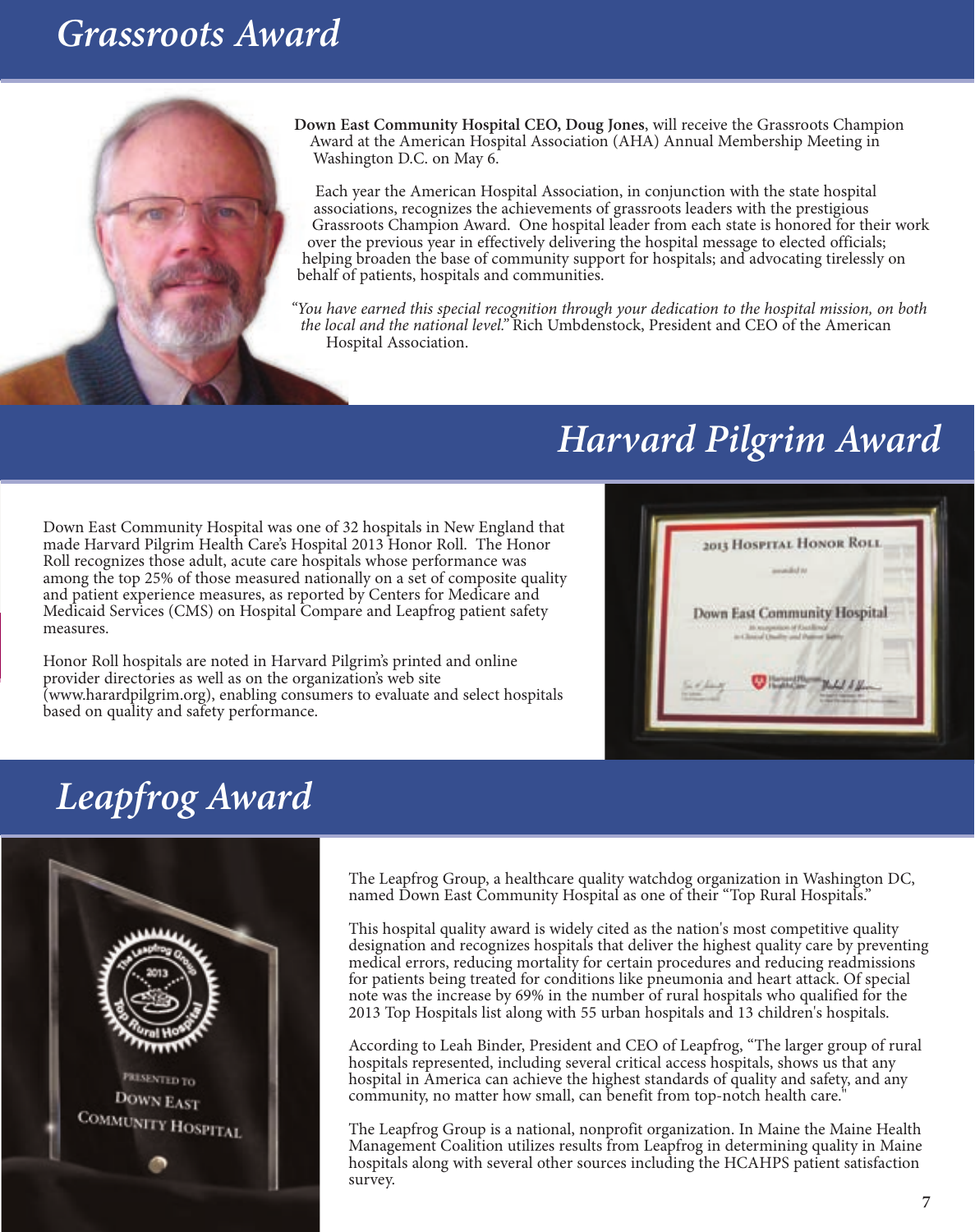# Grassroots Award

**Down East Community Hospital CEO, Doug Jones**, will receive the Grassroots Champion Award at the American Hospital Association (AHA) Annual Membership Meeting in Washington D.C. on May 6.

Each year the American Hospital Association, in conjunction with the state hospital associations, recognizes the achievements of grassroots leaders with the prestigious Grassroots Champion Award. One hospital leader from each state is honored for their work over the previous year in effectively delivering the hospital message to elected officials; helping broaden the base of community support for hospitals; and advocating tirelessly on behalf of patients, hospitals and communities.

*"You have earned this special recognition through your dedication to the hospital mission, on both the local and the national level."* Rich Umbdenstock, President and CEO of the American Hospital Association.

# Harvard Pilgrim Award

Down East Community Hospital was one of 32 hospitals in New England that made Harvard Pilgrim Health Care's Hospital 2013 Honor Roll. The Honor Roll recognizes those adult, acute care hospitals whose performance was among the top 25% of those measured nationally on a set of composite quality and patient experience measures, as reported by Centers for Medicare and Medicaid Services (CMS) on Hospital Compare and Leapfrog patient safety measures.

Honor Roll hospitals are noted in Harvard Pilgrim's printed and online provider directories as well as on the organization's web site (www.harardpilgrim.org), enabling consumers to evaluate and select hospitals based on quality and safety performance.

# Leapfrog Award

The Leapfrog Group, a healthcare quality watchdog organization in Washington DC, named Down East Community Hospital as one of their "Top Rural Hospitals."

This hospital quality award is widely cited as the nation's most competitive quality designation and recognizes hospitals that deliver the highest quality care by preventing medical errors, reducing mortality for certain procedures and reducing readmissions for patients being treated for conditions like pneumonia and heart attack. Of special note was the increase by 69% in the number of rural hospitals who qualified for the 2013 Top Hospitals list along with 55 urban hospitals and 13 children's hospitals.

According to Leah Binder, President and CEO of Leapfrog, "The larger group of rural hospitals represented, including several critical access hospitals, shows us that any hospital in America can achieve the highest standards of quality and safety, and any community, no matter how small, can benefit from top-notch health care."

The Leapfrog Group is a national, nonprofit organization. In Maine the Maine Health Management Coalition utilizes results from Leapfrog in determining quality in Maine hospitals along with several other sources including the HCAHPS patient satisfaction survey.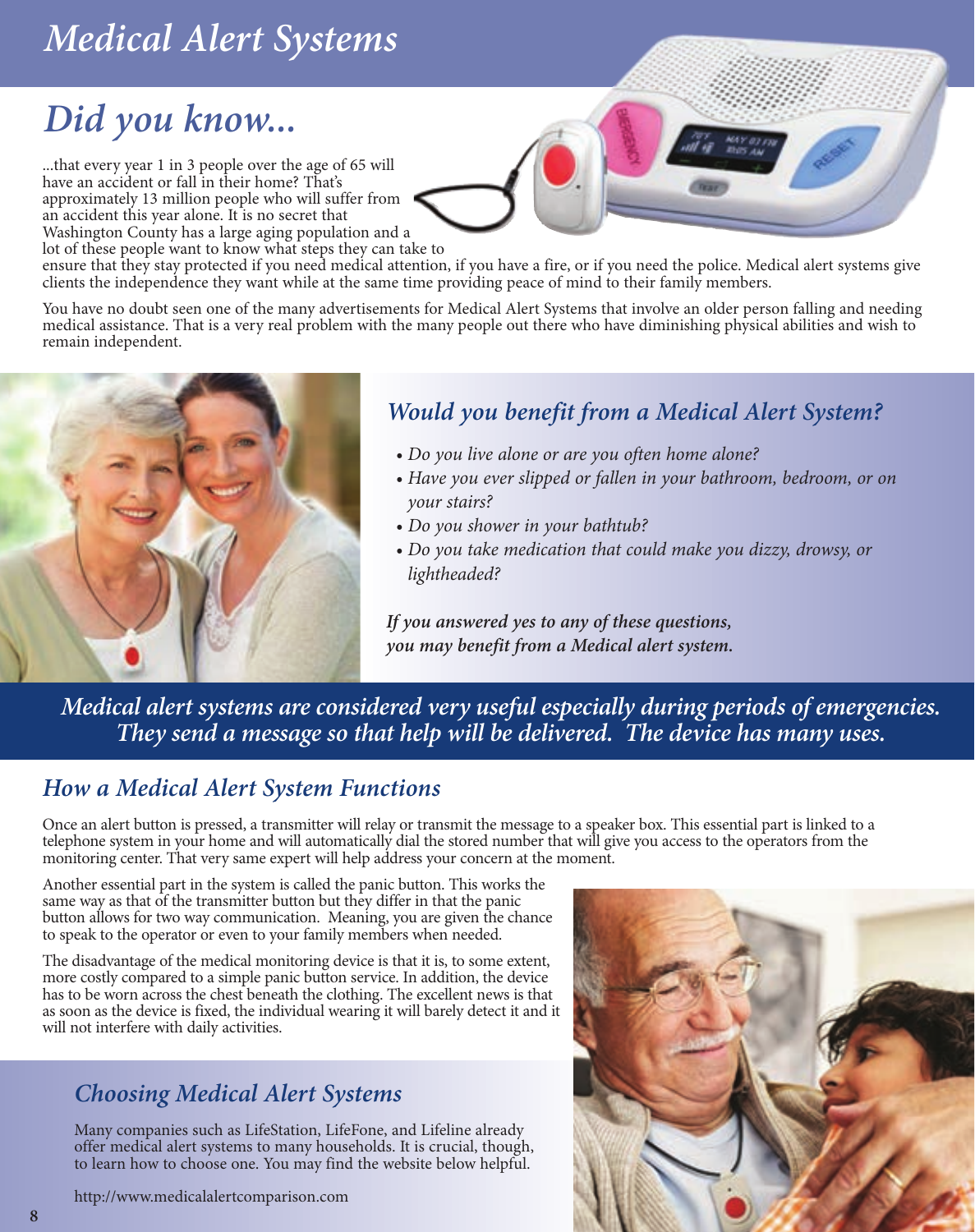# Medical Alert Systems

## Did you know...

...that every year 1 in 3 people over the age of 65 will have an accident or fall in their home? That's approximately 13 million people who will suffer from an accident this year alone. It is no secret that Washington County has a large aging population and a lot of these people want to know what steps they can take to ensure that they stay protected if you need medical attention, if you have a fire, or if you need the police. Medical alert systems give clients the independence they want while at the same time providing peace of mind to their family members.

You have no doubt seen one of the many advertisements for Medical Alert Systems that involve an older person falling and needing medical assistance. That is a very real problem with the many people out there who have diminishing physical abilities and wish to remain independent.

### *Would you benefit from a Medical Alert System?*

- *Do you live alone or are you often home alone?*
- *Have you ever slipped or fallen in your bathroom, bedroom, or on your stairs?*
- *Do you shower in your bathtub?*
- *Do you take medication that could make you dizzy, drowsy, or lightheaded?*

***If you answered yes to any of these questions, you may benefit from a Medical alert system.***

***Medical alert systems are considered very useful especially during periods of emergencies. They send a message so that help will be delivered. The device has many uses.***

### *How a Medical Alert System Functions*

Once an alert button is pressed, a transmitter will relay or transmit the message to a speaker box. This essential part is linked to a telephone system in your home and will automatically dial the stored number that will give you access to the operators from the monitoring center. That very same expert will help address your concern at the moment.

Another essential part in the system is called the panic button. This works the same way as that of the transmitter button but they differ in that the panic button allows for two way communication. Meaning, you are given the chance to speak to the operator or even to your family members when needed.

The disadvantage of the medical monitoring device is that it is, to some extent, more costly compared to a simple panic button service. In addition, the device has to be worn across the chest beneath the clothing. The excellent news is that as soon as the device is fixed, the individual wearing it will barely detect it and it will not interfere with daily activities.

### *Choosing Medical Alert Systems*

Many companies such as LifeStation, LifeFone, and Lifeline already offer medical alert systems to many households. It is crucial, though, to learn how to choose one. You may find the website below helpful.

http://www.medicalalertcomparison.com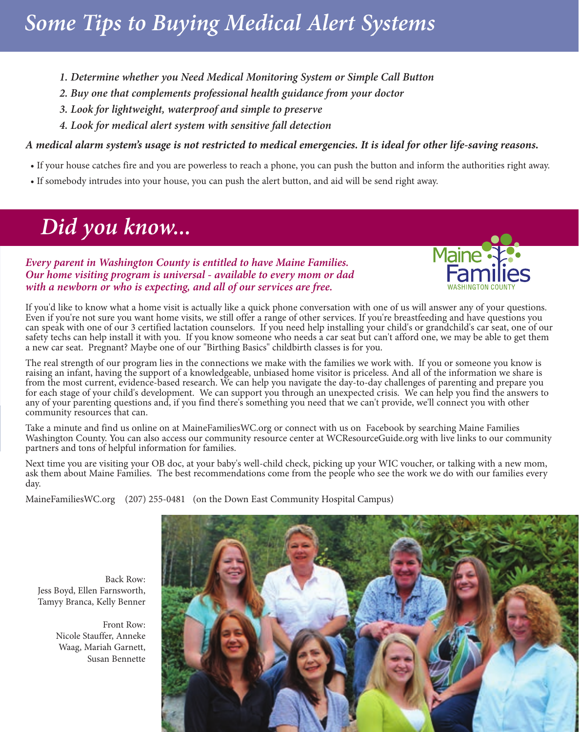# Some Tips to Buying Medical Alert Systems

1. *Determine whether you Need Medical Monitoring System or Simple Call Button*
2. *Buy one that complements professional health guidance from your doctor*
3. *Look for lightweight, waterproof and simple to preserve*
4. *Look for medical alert system with sensitive fall detection*

***A medical alarm system's usage is not restricted to medical emergencies. It is ideal for other life-saving reasons.***

- If your house catches fire and you are powerless to reach a phone, you can push the button and inform the authorities right away.
- If somebody intrudes into your house, you can push the alert button, and aid will be send right away.

# Did you know...

***Every parent in Washington County is entitled to have Maine Families. Our home visiting program is universal - available to every mom or dad with a newborn or who is expecting, and all of our services are free.***

Maine Families
WASHINGTON COUNTY

If you'd like to know what a home visit is actually like a quick phone conversation with one of us will answer any of your questions. Even if you're not sure you want home visits, we still offer a range of other services. If you're breastfeeding and have questions you can speak with one of our 3 certified lactation counselors. If you need help installing your child's or grandchild's car seat, one of our safety techs can help install it with you. If you know someone who needs a car seat but can't afford one, we may be able to get them a new car seat. Pregnant? Maybe one of our "Birthing Basics" childbirth classes is for you.

The real strength of our program lies in the connections we make with the families we work with. If you or someone you know is raising an infant, having the support of a knowledgeable, unbiased home visitor is priceless. And all of the information we share is from the most current, evidence-based research. We can help you navigate the day-to-day challenges of parenting and prepare you for each stage of your child's development. We can support you through an unexpected crisis. We can help you find the answers to any of your parenting questions and, if you find there's something you need that we can't provide, we'll connect you with other community resources that can.

Take a minute and find us online on at MaineFamiliesWC.org or connect with us on Facebook by searching Maine Families Washington County. You can also access our community resource center at WCResourceGuide.org with live links to our community partners and tons of helpful information for families.

Next time you are visiting your OB doc, at your baby's well-child check, picking up your WIC voucher, or talking with a new mom, ask them about Maine Families. The best recommendations come from the people who see the work we do with our families every day.

MaineFamiliesWC.org (207) 255-0481 (on the Down East Community Hospital Campus)

Back Row:
Jess Boyd, Ellen Farnsworth, Tamyy Branca, Kelly Benner

Front Row:
Nicole Stauffer, Anneke Waag, Mariah Garnett, Susan Bennette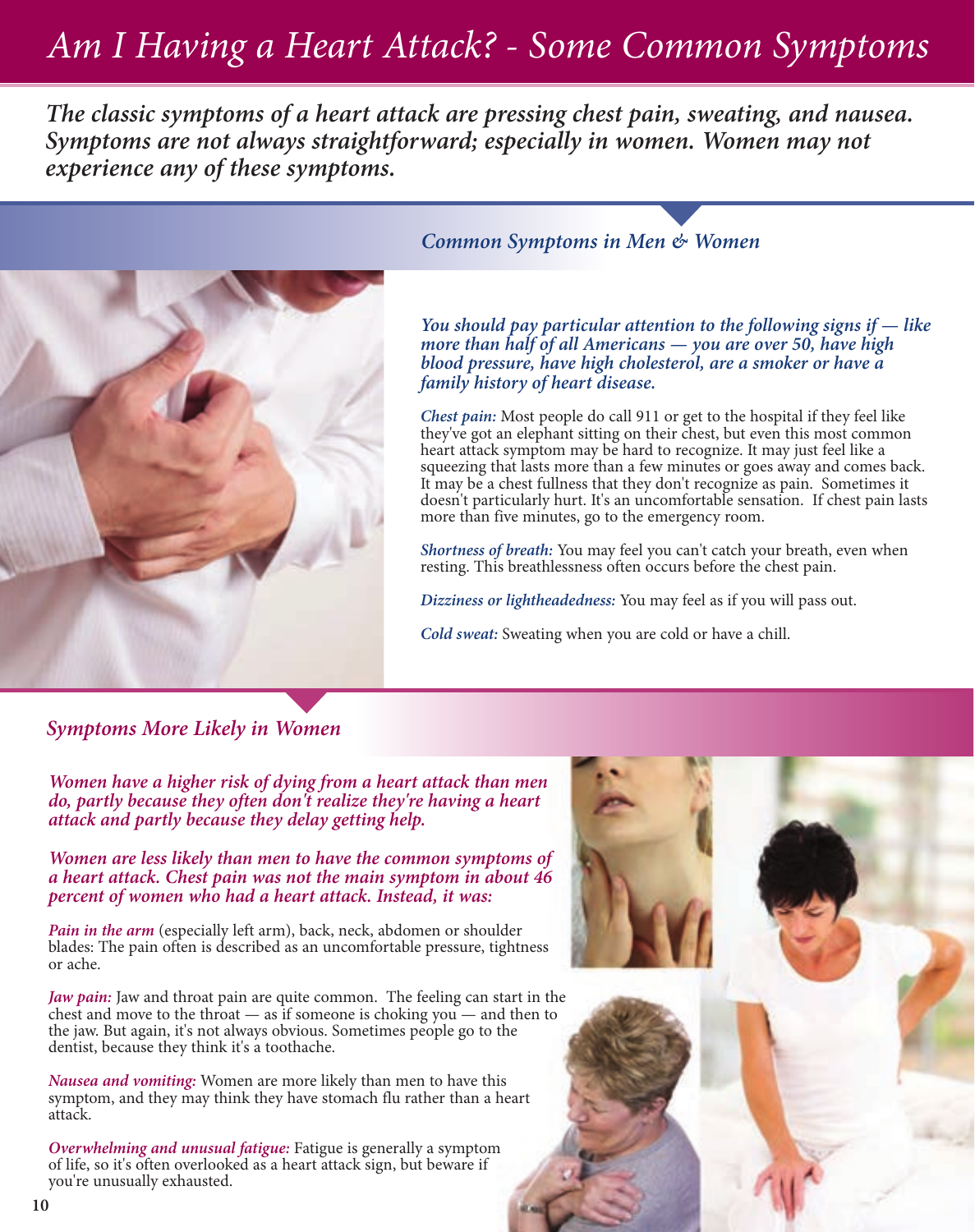# Am I Having a Heart Attack? - Some Common Symptoms

***The classic symptoms of a heart attack are pressing chest pain, sweating, and nausea. Symptoms are not always straightforward; especially in women. Women may not experience any of these symptoms.***

## *Common Symptoms in Men & Women*

***You should pay particular attention to the following signs if — like more than half of all Americans — you are over 50, have high blood pressure, have high cholesterol, are a smoker or have a family history of heart disease.***

***Chest pain:*** Most people do call 911 or get to the hospital if they feel like they've got an elephant sitting on their chest, but even this most common heart attack symptom may be hard to recognize. It may just feel like a squeezing that lasts more than a few minutes or goes away and comes back. It may be a chest fullness that they don't recognize as pain. Sometimes it doesn't particularly hurt. It's an uncomfortable sensation. If chest pain lasts more than five minutes, go to the emergency room.

***Shortness of breath:*** You may feel you can't catch your breath, even when resting. This breathlessness often occurs before the chest pain.

***Dizziness or lightheadedness:*** You may feel as if you will pass out.

***Cold sweat:*** Sweating when you are cold or have a chill.

## *Symptoms More Likely in Women*

***Women have a higher risk of dying from a heart attack than men do, partly because they often don't realize they're having a heart attack and partly because they delay getting help.***

***Women are less likely than men to have the common symptoms of a heart attack. Chest pain was not the main symptom in about 46 percent of women who had a heart attack. Instead, it was:***

***Pain in the arm*** (especially left arm), back, neck, abdomen or shoulder blades: The pain often is described as an uncomfortable pressure, tightness or ache.

***Jaw pain:*** Jaw and throat pain are quite common. The feeling can start in the chest and move to the throat — as if someone is choking you — and then to the jaw. But again, it's not always obvious. Sometimes people go to the dentist, because they think it's a toothache.

***Nausea and vomiting:*** Women are more likely than men to have this symptom, and they may think they have stomach flu rather than a heart attack.

***Overwhelming and unusual fatigue:*** Fatigue is generally a symptom of life, so it's often overlooked as a heart attack sign, but beware if you're unusually exhausted.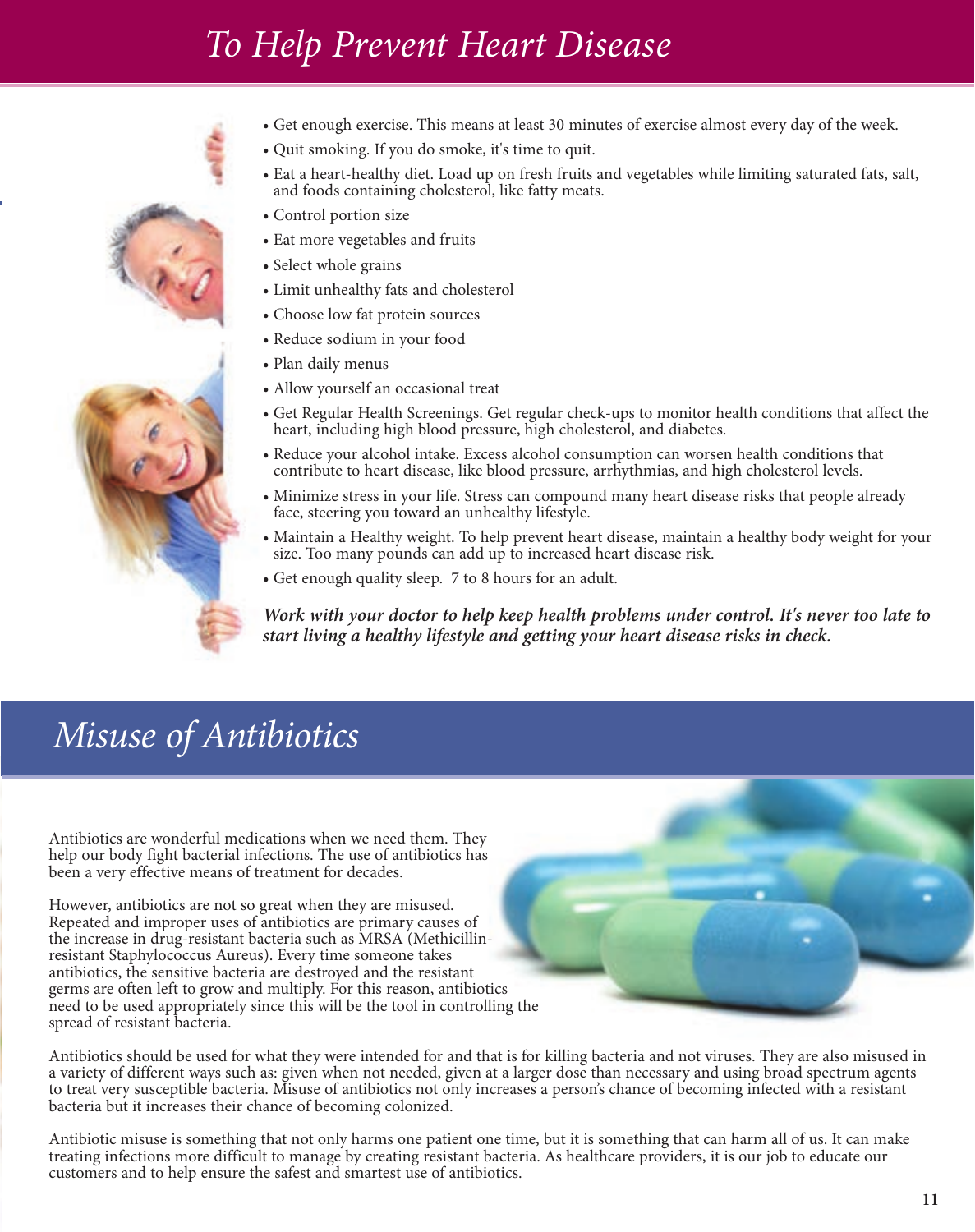# To Help Prevent Heart Disease

- Get enough exercise. This means at least 30 minutes of exercise almost every day of the week.
- Quit smoking. If you do smoke, it's time to quit.
- Eat a heart-healthy diet. Load up on fresh fruits and vegetables while limiting saturated fats, salt, and foods containing cholesterol, like fatty meats.
- Control portion size
- Eat more vegetables and fruits
- Select whole grains
- Limit unhealthy fats and cholesterol
- Choose low fat protein sources
- Reduce sodium in your food
- Plan daily menus
- Allow yourself an occasional treat
- Get Regular Health Screenings. Get regular check-ups to monitor health conditions that affect the heart, including high blood pressure, high cholesterol, and diabetes.
- Reduce your alcohol intake. Excess alcohol consumption can worsen health conditions that contribute to heart disease, like blood pressure, arrhythmias, and high cholesterol levels.
- Minimize stress in your life. Stress can compound many heart disease risks that people already face, steering you toward an unhealthy lifestyle.
- Maintain a Healthy weight. To help prevent heart disease, maintain a healthy body weight for your size. Too many pounds can add up to increased heart disease risk.
- Get enough quality sleep. 7 to 8 hours for an adult.

***Work with your doctor to help keep health problems under control. It's never too late to start living a healthy lifestyle and getting your heart disease risks in check.***

# Misuse of Antibiotics

Antibiotics are wonderful medications when we need them. They help our body fight bacterial infections. The use of antibiotics has been a very effective means of treatment for decades.

However, antibiotics are not so great when they are misused. Repeated and improper uses of antibiotics are primary causes of the increase in drug-resistant bacteria such as MRSA (Methicillin-resistant Staphylococcus Aureus). Every time someone takes antibiotics, the sensitive bacteria are destroyed and the resistant germs are often left to grow and multiply. For this reason, antibiotics need to be used appropriately since this will be the tool in controlling the spread of resistant bacteria.

Antibiotics should be used for what they were intended for and that is for killing bacteria and not viruses. They are also misused in a variety of different ways such as: given when not needed, given at a larger dose than necessary and using broad spectrum agents to treat very susceptible bacteria. Misuse of antibiotics not only increases a person's chance of becoming infected with a resistant bacteria but it increases their chance of becoming colonized.

Antibiotic misuse is something that not only harms one patient one time, but it is something that can harm all of us. It can make treating infections more difficult to manage by creating resistant bacteria. As healthcare providers, it is our job to educate our customers and to help ensure the safest and smartest use of antibiotics.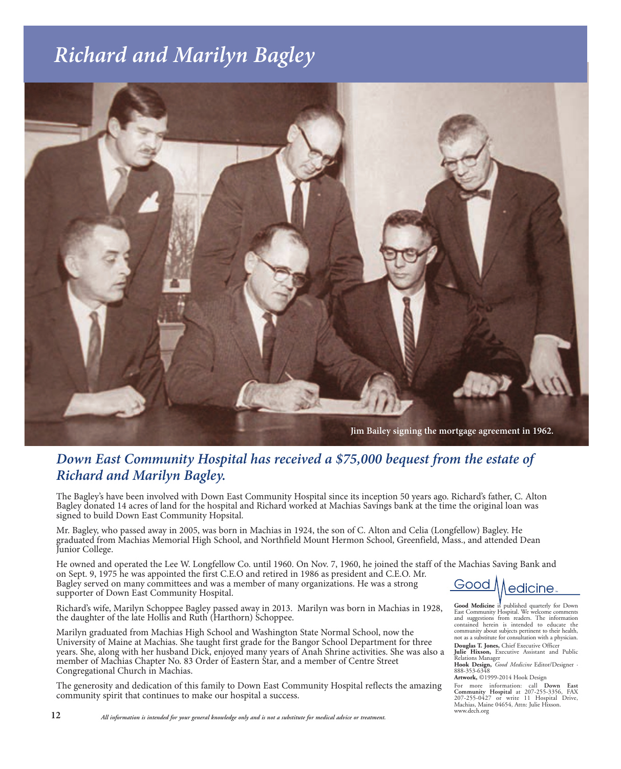# *Richard and Marilyn Bagley*

Jim Bailey signing the mortgage agreement in 1962.

## *Down East Community Hospital has received a $75,000 bequest from the estate of Richard and Marilyn Bagley.*

The Bagley's have been involved with Down East Community Hospital since its inception 50 years ago. Richard's father, C. Alton Bagley donated 14 acres of land for the hospital and Richard worked at Machias Savings bank at the time the original loan was signed to build Down East Community Hopsital.

Mr. Bagley, who passed away in 2005, was born in Machias in 1924, the son of C. Alton and Celia (Longfellow) Bagley. He graduated from Machias Memorial High School, and Northfield Mount Hermon School, Greenfield, Mass., and attended Dean Junior College.

He owned and operated the Lee W. Longfellow Co. until 1960. On Nov. 7, 1960, he joined the staff of the Machias Saving Bank and on Sept. 9, 1975 he was appointed the first C.E.O and retired in 1986 as president and C.E.O. Mr. Bagley served on many committees and was a member of many organizations. He was a strong supporter of Down East Community Hospital.

Richard's wife, Marilyn Schoppee Bagley passed away in 2013. Marilyn was born in Machias in 1928, the daughter of the late Hollis and Ruth (Harthorn) Schoppee.

Marilyn graduated from Machias High School and Washington State Normal School, now the University of Maine at Machias. She taught first grade for the Bangor School Department for three years. She, along with her husband Dick, enjoyed many years of Anah Shrine activities. She was also a member of Machias Chapter No. 83 Order of Eastern Star, and a member of Centre Street Congregational Church in Machias.

The generosity and dedication of this family to Down East Community Hospital reflects the amazing community spirit that continues to make our hospital a success.

Good Medicine

**Good Medicine** is published quarterly for Down East Community Hospital. We welcome comments and suggestions from readers. The information contained herein is intended to educate the community about subjects pertinent to their health, not as a substitute for consultation with a physician.

**Douglas T. Jones,** Chief Executive Officer
**Julie Hixson,** Executive Assistant and Public Relations Manager
**Hook Design,** *Good Medicine* Editor/Designer · 888-353-6348
**Artwork,** ©1999-2014 Hook Design

For more information: call **Down East Community Hospital** at 207-255-3356, FAX 207-255-0427 or write 11 Hospital Drive, Machias, Maine 04654, Attn: Julie Hixson. www.dech.org

*All information is intended for your general knowledge only and is not a substitute for medical advice or treatment.*